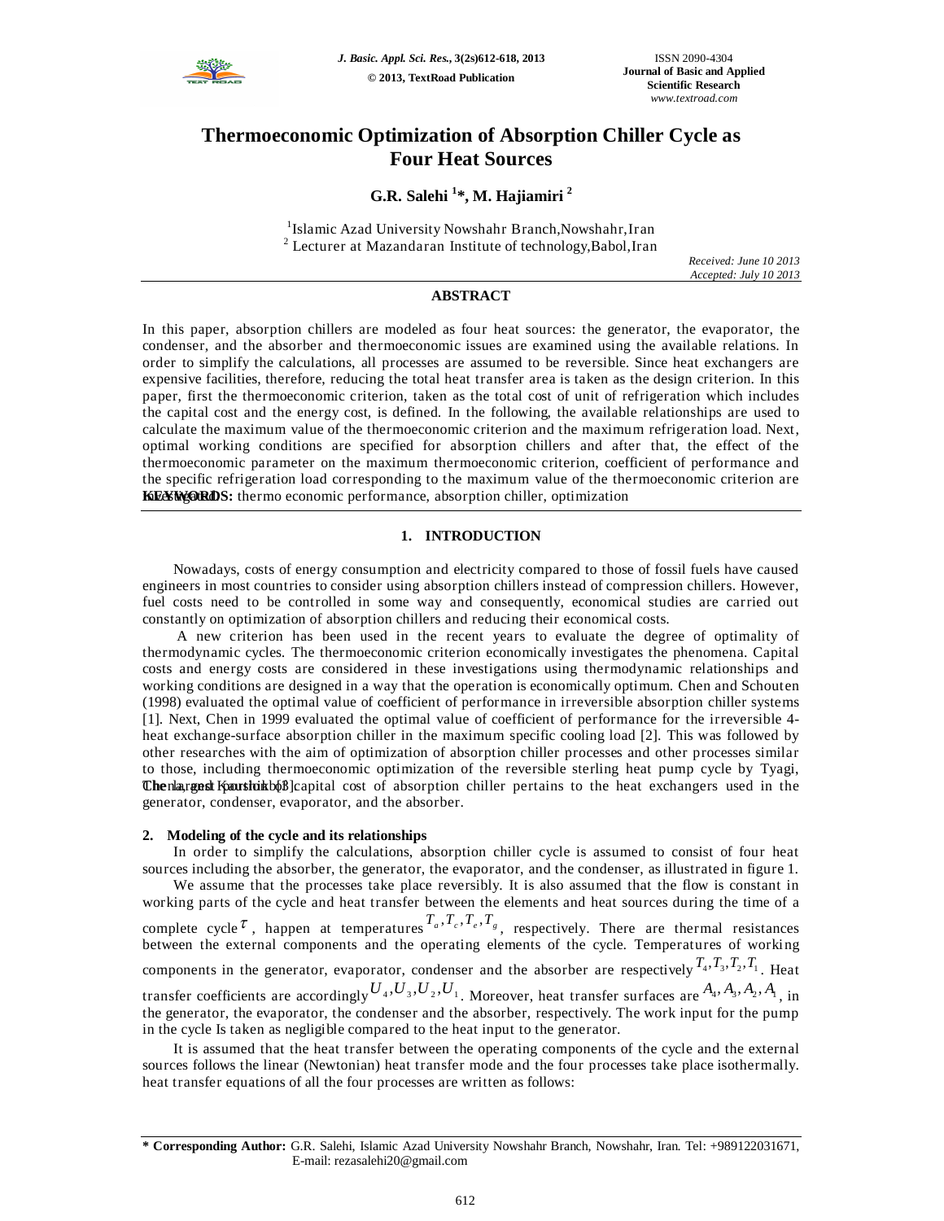# Thermoeconomic Optimization of Absorption Chiller Cycle as Four Heat Sources

**G.R. Salehi [1]*, M. Hajiamiri [2]**

[1]Islamic Azad University Nowshahr Branch,Nowshahr,Iran
[2] Lecturer at Mazandaran Institute of technology,Babol,Iran

*Received: June 10 2013*
*Accepted: July 10 2013*

## ABSTRACT

In this paper, absorption chillers are modeled as four heat sources: the generator, the evaporator, the condenser, and the absorber and thermoeconomic issues are examined using the available relations. In order to simplify the calculations, all processes are assumed to be reversible. Since heat exchangers are expensive facilities, therefore, reducing the total heat transfer area is taken as the design criterion. In this paper, first the thermoeconomic criterion, taken as the total cost of unit of refrigeration which includes the capital cost and the energy cost, is defined. In the following, the available relationships are used to calculate the maximum value of the thermoeconomic criterion and the maximum refrigeration load. Next, optimal working conditions are specified for absorption chillers and after that, the effect of the thermoeconomic parameter on the maximum thermoeconomic criterion, coefficient of performance and the specific refrigeration load corresponding to the maximum value of the thermoeconomic criterion are investigated.

**KEYWORDS:** thermo economic performance, absorption chiller, optimization

## 1. INTRODUCTION

Nowadays, costs of energy consumption and electricity compared to those of fossil fuels have caused engineers in most countries to consider using absorption chillers instead of compression chillers. However, fuel costs need to be controlled in some way and consequently, economical studies are carried out constantly on optimization of absorption chillers and reducing their economical costs.

A new criterion has been used in the recent years to evaluate the degree of optimality of thermodynamic cycles. The thermoeconomic criterion economically investigates the phenomena. Capital costs and energy costs are considered in these investigations using thermodynamic relationships and working conditions are designed in a way that the operation is economically optimum. Chen and Schouten (1998) evaluated the optimal value of coefficient of performance in irreversible absorption chiller systems [1]. Next, Chen in 1999 evaluated the optimal value of coefficient of performance for the irreversible 4-heat exchange-surface absorption chiller in the maximum specific cooling load [2]. This was followed by other researches with the aim of optimization of absorption chiller processes and other processes similar to those, including thermoeconomic optimization of the reversible sterling heat pump cycle by Tyagi, Chen, and Kaushik [3].

The largest portion of capital cost of absorption chiller pertains to the heat exchangers used in the generator, condenser, evaporator, and the absorber.

### 2. Modeling of the cycle and its relationships

In order to simplify the calculations, absorption chiller cycle is assumed to consist of four heat sources including the absorber, the generator, the evaporator, and the condenser, as illustrated in figure 1.

We assume that the processes take place reversibly. It is also assumed that the flow is constant in working parts of the cycle and heat transfer between the elements and heat sources during the time of a complete cycle $\tau$, happen at temperatures $T_a, T_c, T_e, T_g$, respectively. There are thermal resistances between the external components and the operating elements of the cycle. Temperatures of working components in the generator, evaporator, condenser and the absorber are respectively $T_4, T_3, T_2, T_1$. Heat transfer coefficients are accordingly $U_4, U_3, U_2, U_1$. Moreover, heat transfer surfaces are $A_4, A_3, A_2, A_1$, in the generator, the evaporator, the condenser and the absorber, respectively. The work input for the pump in the cycle Is taken as negligible compared to the heat input to the generator.

It is assumed that the heat transfer between the operating components of the cycle and the external sources follows the linear (Newtonian) heat transfer mode and the four processes take place isothermally. heat transfer equations of all the four processes are written as follows:

**\* Corresponding Author:** G.R. Salehi, Islamic Azad University Nowshahr Branch, Nowshahr, Iran. Tel: +989122031671, E-mail: rezasalehi20@gmail.com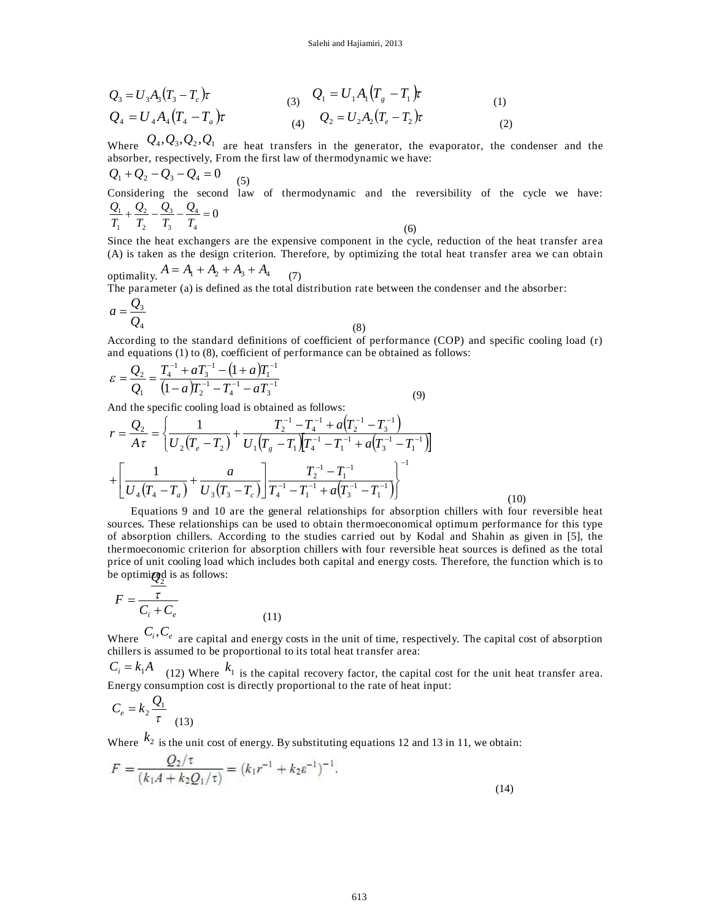$$Q_3 = U_3 A_3 (T_3 - T_c)\tau \quad (3) \qquad Q_1 = U_1 A_1 (T_g - T_1)\tau \quad (1)$$

$$Q_4 = U_4 A_4 (T_4 - T_a)\tau \quad (4) \qquad Q_2 = U_2 A_2 (T_e - T_2)\tau \quad (2)$$

Where $Q_4, Q_3, Q_2, Q_1$ are heat transfers in the generator, the evaporator, the condenser and the absorber, respectively, From the first law of thermodynamic we have:

$$Q_1 + Q_2 - Q_3 - Q_4 = 0 \quad (5)$$

Considering the second law of thermodynamic and the reversibility of the cycle we have:

$$\frac{Q_1}{T_1} + \frac{Q_2}{T_2} - \frac{Q_3}{T_3} - \frac{Q_4}{T_4} = 0 \quad (6)$$

Since the heat exchangers are the expensive component in the cycle, reduction of the heat transfer area (A) is taken as the design criterion. Therefore, by optimizing the total heat transfer area we can obtain optimality. $A = A_1 + A_2 + A_3 + A_4$ (7)

The parameter (a) is defined as the total distribution rate between the condenser and the absorber:

$$a = \frac{Q_3}{Q_4} \quad (8)$$

According to the standard definitions of coefficient of performance (COP) and specific cooling load (r) and equations (1) to (8), coefficient of performance can be obtained as follows:

$$\varepsilon = \frac{Q_2}{Q_1} = \frac{T_4^{-1} + aT_3^{-1} - (1+a)T_1^{-1}}{(1-a)T_2^{-1} - T_4^{-1} - aT_3^{-1}} \quad (9)$$

And the specific cooling load is obtained as follows:

$$r = \frac{Q_2}{A\tau} = \left\{ \frac{1}{U_2 (T_e - T_2)} + \frac{T_2^{-1} - T_4^{-1} + a\left(T_2^{-1} - T_3^{-1}\right)}{U_1 (T_g - T_1)\left[T_4^{-1} - T_1^{-1} + a\left(T_3^{-1} - T_1^{-1}\right)\right]} + \left[ \frac{1}{U_4 (T_4 - T_a)} + \frac{a}{U_3 (T_3 - T_c)} \right] \frac{T_2^{-1} - T_1^{-1}}{T_4^{-1} - T_1^{-1} + a\left(T_3^{-1} - T_1^{-1}\right)} \right\}^{-1} \quad (10)$$

Equations 9 and 10 are the general relationships for absorption chillers with four reversible heat sources. These relationships can be used to obtain thermoeconomical optimum performance for this type of absorption chillers. According to the studies carried out by Kodal and Shahin as given in [5], the thermoeconomic criterion for absorption chillers with four reversible heat sources is defined as the total price of unit cooling load which includes both capital and energy costs. Therefore, the function which is to be optimized is as follows:

$$F = \frac{\frac{Q_2}{\tau}}{C_i + C_e} \quad (11)$$

Where $C_i, C_e$ are capital and energy costs in the unit of time, respectively. The capital cost of absorption chillers is assumed to be proportional to its total heat transfer area:

$C_i = k_1 A$ (12) Where $k_1$ is the capital recovery factor, the capital cost for the unit heat transfer area. Energy consumption cost is directly proportional to the rate of heat input:

$$C_e = k_2 \frac{Q_1}{\tau} \quad (13)$$

Where $k_2$ is the unit cost of energy. By substituting equations 12 and 13 in 11, we obtain:

$$F = \frac{Q_2/\tau}{(k_1 A + k_2 Q_1/\tau)} = \left(k_1 r^{-1} + k_2 \varepsilon^{-1}\right)^{-1}. \quad (14)$$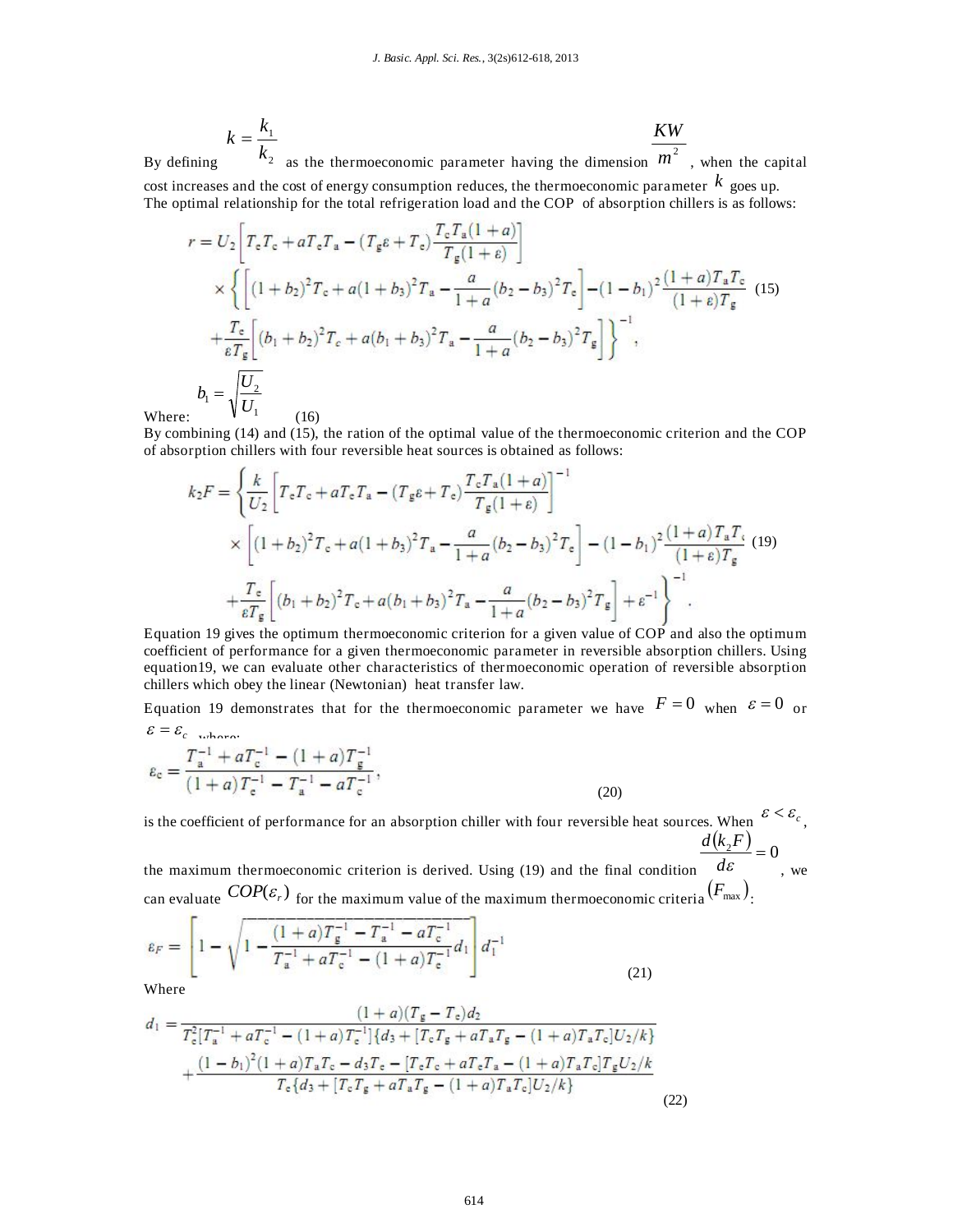By defining $k = \frac{k_1}{k_2}$ as the thermoeconomic parameter having the dimension $\frac{KW}{m^2}$, when the capital cost increases and the cost of energy consumption reduces, the thermoeconomic parameter $k$ goes up.

The optimal relationship for the total refrigeration load and the COP of absorption chillers is as follows:

$$r = U_2 \left[ T_e T_c + a T_e T_a - (T_g \varepsilon + T_e) \frac{T_c T_a (1+a)}{T_g (1+\varepsilon)} \right] \times \left\{ \left[ (1+b_2)^2 T_c + a(1+b_3)^2 T_a - \frac{a}{1+a}(b_2 - b_3)^2 T_e \right] - (1-b_1)^2 \frac{(1+a) T_a T_c}{(1+\varepsilon) T_g} + \frac{T_e}{\varepsilon T_g} \left[ (b_1 + b_2)^2 T_c + a(b_1 + b_3)^2 T_a - \frac{a}{1+a}(b_2 - b_3)^2 T_g \right] \right\}^{-1}, \quad (15)$$

Where: $b_1 = \sqrt{\frac{U_2}{U_1}}$ (16)

By combining (14) and (15), the ration of the optimal value of the thermoeconomic criterion and the COP of absorption chillers with four reversible heat sources is obtained as follows:

$$k_2 F = \left\{ \frac{k}{U_2} \left[ T_e T_c + a T_e T_a - (T_g \varepsilon + T_e) \frac{T_c T_a (1+a)}{T_g (1+\varepsilon)} \right]^{-1} \times \left[ (1+b_2)^2 T_c + a(1+b_3)^2 T_a - \frac{a}{1+a}(b_2 - b_3)^2 T_e \right] - (1-b_1)^2 \frac{(1+a) T_a T_c}{(1+\varepsilon) T_g} + \frac{T_e}{\varepsilon T_g} \left[ (b_1 + b_2)^2 T_c + a(b_1 + b_3)^2 T_a - \frac{a}{1+a}(b_2 - b_3)^2 T_g \right] + \varepsilon^{-1} \right\}^{-1}. \quad (19)$$

Equation 19 gives the optimum thermoeconomic criterion for a given value of COP and also the optimum coefficient of performance for a given thermoeconomic parameter in reversible absorption chillers. Using equation19, we can evaluate other characteristics of thermoeconomic operation of reversible absorption chillers which obey the linear (Newtonian) heat transfer law.

Equation 19 demonstrates that for the thermoeconomic parameter we have $F = 0$ when $\varepsilon = 0$ or $\varepsilon = \varepsilon_c$ where:

$$\varepsilon_c = \frac{T_a^{-1} + a T_c^{-1} - (1+a) T_g^{-1}}{(1+a) T_e^{-1} - T_a^{-1} - a T_c^{-1}}, \quad (20)$$

is the coefficient of performance for an absorption chiller with four reversible heat sources. When $\varepsilon < \varepsilon_c$, the maximum thermoeconomic criterion is derived. Using (19) and the final condition $\frac{d(k_2 F)}{d\varepsilon} = 0$, we can evaluate $COP(\varepsilon_r)$ for the maximum value of the maximum thermoeconomic criteria $(F_{\max})$:

$$\varepsilon_F = \left[ 1 - \sqrt{1 - \frac{(1+a) T_g^{-1} - T_a^{-1} - a T_c^{-1}}{T_a^{-1} + a T_c^{-1} - (1+a) T_e^{-1}} d_1} \right] d_1^{-1} \quad (21)$$

Where

$$d_1 = \frac{(1+a)(T_g - T_e) d_2}{T_e^2 [T_a^{-1} + a T_c^{-1} - (1+a) T_e^{-1}] \{ d_3 + [T_c T_g + a T_a T_g - (1+a) T_a T_c] U_2 / k \}} + \frac{(1-b_1)^2 (1+a) T_a T_c - d_3 T_e - [T_e T_c + a T_e T_a - (1+a) T_a T_c] T_g U_2 / k}{T_e \{ d_3 + [T_c T_g + a T_a T_g - (1+a) T_a T_c] U_2 / k \}} \quad (22)$$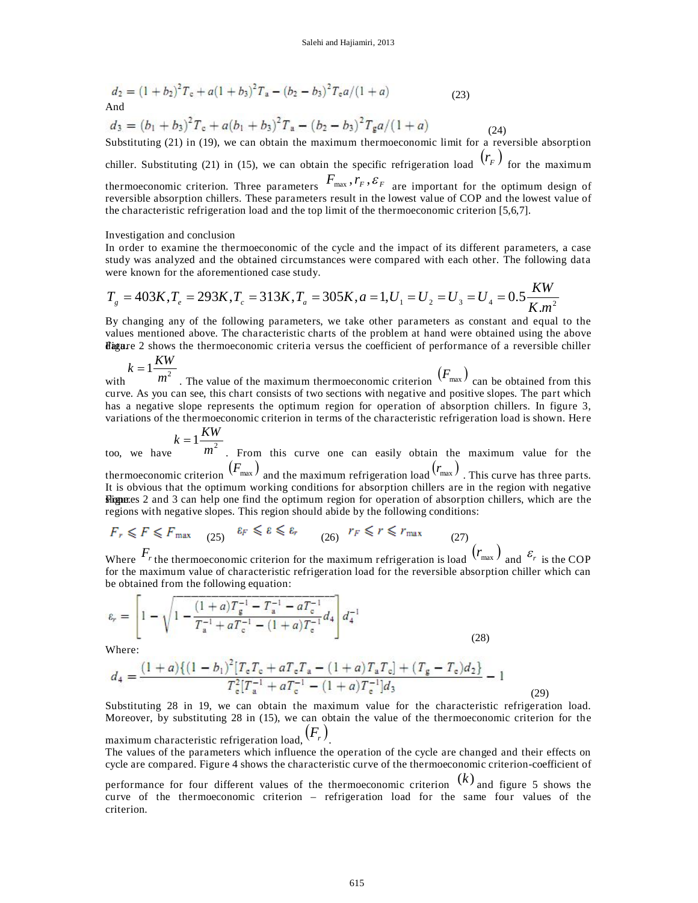$$d_2 = (1+b_2)^2 T_c + a(1+b_3)^2 T_a - (b_2 - b_3)^2 T_e a/(1+a) \tag{23}$$

And

$$d_3 = (b_1+b_3)^2 T_c + a(b_1+b_3)^2 T_a - (b_2 - b_3)^2 T_g a/(1+a) \tag{24}$$

Substituting (21) in (19), we can obtain the maximum thermoeconomic limit for a reversible absorption chiller. Substituting (21) in (15), we can obtain the specific refrigeration load $(r_F)$ for the maximum thermoeconomic criterion. Three parameters $F_{\max}, r_F, \varepsilon_F$ are important for the optimum design of reversible absorption chillers. These parameters result in the lowest value of COP and the lowest value of the characteristic refrigeration load and the top limit of the thermoeconomic criterion [5,6,7].

## Investigation and conclusion

In order to examine the thermoeconomic of the cycle and the impact of its different parameters, a case study was analyzed and the obtained circumstances were compared with each other. The following data were known for the aforementioned case study.

$$T_g = 403K, T_e = 293K, T_c = 313K, T_a = 305K, a = 1, U_1 = U_2 = U_3 = U_4 = 0.5\frac{KW}{K.m^2}$$

By changing any of the following parameters, we take other parameters as constant and equal to the values mentioned above. The characteristic charts of the problem at hand were obtained using the above data. Figure 2 shows the thermoeconomic criteria versus the coefficient of performance of a reversible chiller with $k = 1\frac{KW}{m^2}$. The value of the maximum thermoeconomic criterion $(F_{\max})$ can be obtained from this curve. As you can see, this chart consists of two sections with negative and positive slopes. The part which has a negative slope represents the optimum region for operation of absorption chillers. In figure 3, variations of the thermoeconomic criterion in terms of the characteristic refrigeration load is shown. Here too, we have $k = 1\frac{KW}{m^2}$. From this curve one can easily obtain the maximum value for the thermoeconomic criterion $(F_{\max})$ and the maximum refrigeration load $(r_{\max})$. This curve has three parts. It is obvious that the optimum working conditions for absorption chillers are in the region with negative slope. Figures 2 and 3 can help one find the optimum region for operation of absorption chillers, which are the regions with negative slopes. This region should abide by the following conditions:

$$F_r \leqslant F \leqslant F_{\max} \quad (25) \qquad \varepsilon_F \leqslant \varepsilon \leqslant \varepsilon_r \quad (26) \qquad r_F \leqslant r \leqslant r_{\max} \quad (27)$$

Where $F_r$ the thermoeconomic criterion for the maximum refrigeration is load $(r_{\max})$ and $\varepsilon_r$ is the COP for the maximum value of characteristic refrigeration load for the reversible absorption chiller which can be obtained from the following equation:

$$\varepsilon_r = \left[1 - \sqrt{1 - \frac{(1+a)T_g^{-1} - T_a^{-1} - aT_c^{-1}}{T_a^{-1} + aT_c^{-1} - (1+a)T_e^{-1}} d_4}\right] d_4^{-1} \tag{28}$$

Where:

$$d_4 = \frac{(1+a)\{(1-b_1)^2[T_e T_c + aT_e T_a - (1+a)T_a T_c] + (T_g - T_e)d_2\}}{T_e^2[T_a^{-1} + aT_c^{-1} - (1+a)T_e^{-1}]d_3} - 1 \tag{29}$$

Substituting 28 in 19, we can obtain the maximum value for the characteristic refrigeration load. Moreover, by substituting 28 in (15), we can obtain the value of the thermoeconomic criterion for the maximum characteristic refrigeration load, $(F_r)$.

The values of the parameters which influence the operation of the cycle are changed and their effects on cycle are compared. Figure 4 shows the characteristic curve of the thermoeconomic criterion-coefficient of performance for four different values of the thermoeconomic criterion $(k)$ and figure 5 shows the curve of the thermoeconomic criterion – refrigeration load for the same four values of the criterion.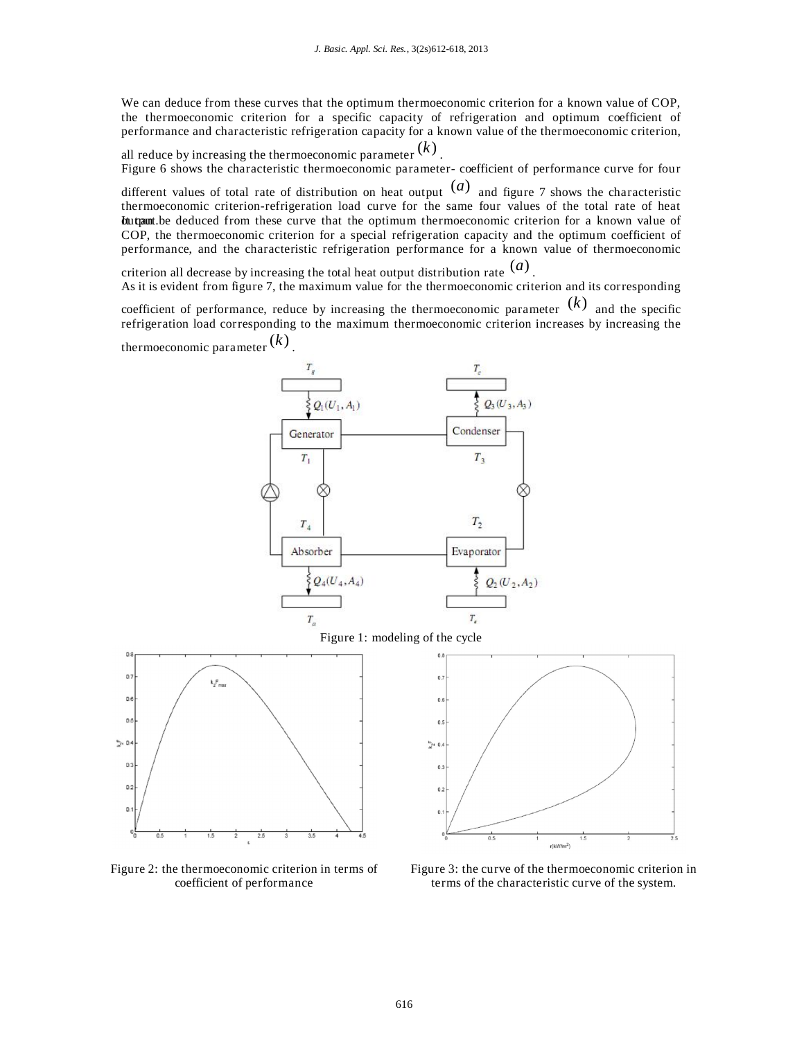We can deduce from these curves that the optimum thermoeconomic criterion for a known value of COP, the thermoeconomic criterion for a specific capacity of refrigeration and optimum coefficient of performance and characteristic refrigeration capacity for a known value of the thermoeconomic criterion, all reduce by increasing the thermoeconomic parameter $(k)$.

Figure 6 shows the characteristic thermoeconomic parameter- coefficient of performance curve for four different values of total rate of distribution on heat output $(a)$ and figure 7 shows the characteristic thermoeconomic criterion-refrigeration load curve for the same four values of the total rate of heat output. It can be deduced from these curve that the optimum thermoeconomic criterion for a known value of COP, the thermoeconomic criterion for a special refrigeration capacity and the optimum coefficient of performance, and the characteristic refrigeration performance for a known value of thermoeconomic criterion all decrease by increasing the total heat output distribution rate $(a)$.

As it is evident from figure 7, the maximum value for the thermoeconomic criterion and its corresponding coefficient of performance, reduce by increasing the thermoeconomic parameter $(k)$ and the specific refrigeration load corresponding to the maximum thermoeconomic criterion increases by increasing the thermoeconomic parameter $(k)$.

Figure 1: modeling of the cycle

Figure 2: the thermoeconomic criterion in terms of coefficient of performance

Figure 3: the curve of the thermoeconomic criterion in terms of the characteristic curve of the system.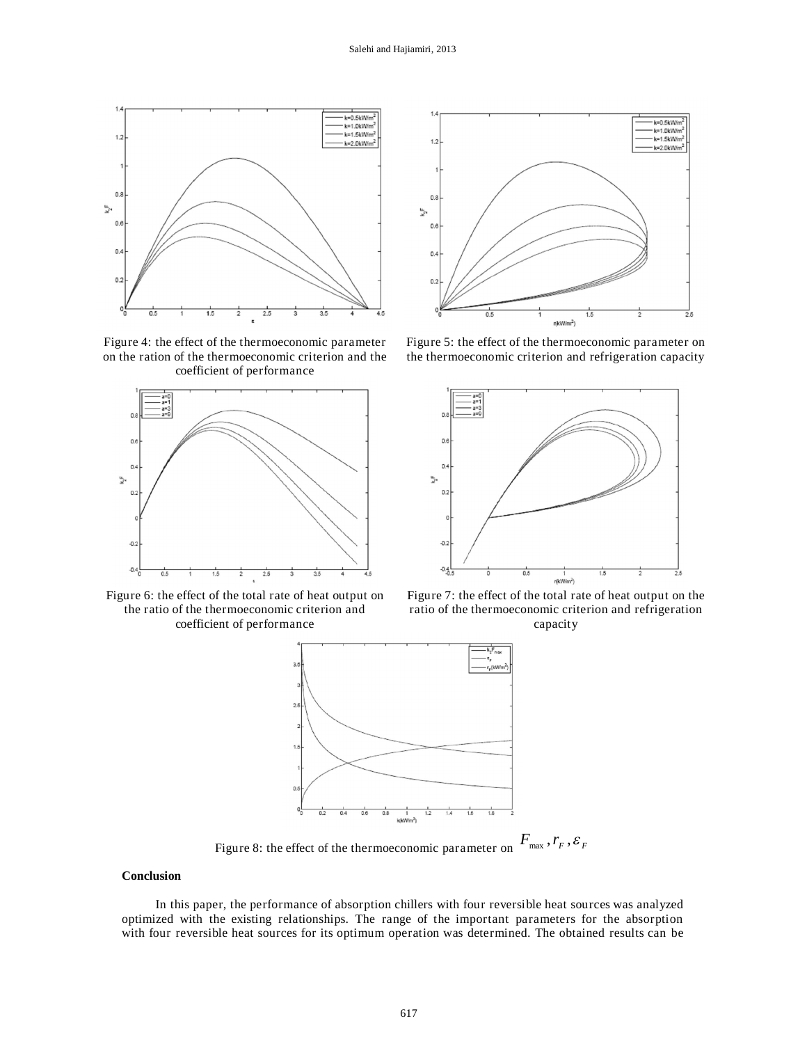Figure 4: the effect of the thermoeconomic parameter on the ration of the thermoeconomic criterion and the coefficient of performance

Figure 5: the effect of the thermoeconomic parameter on the thermoeconomic criterion and refrigeration capacity

Figure 6: the effect of the total rate of heat output on the ratio of the thermoeconomic criterion and coefficient of performance

Figure 7: the effect of the total rate of heat output on the ratio of the thermoeconomic criterion and refrigeration capacity

Figure 8: the effect of the thermoeconomic parameter on $F_{\max}, r_F, \varepsilon_F$

**Conclusion**

In this paper, the performance of absorption chillers with four reversible heat sources was analyzed optimized with the existing relationships. The range of the important parameters for the absorption with four reversible heat sources for its optimum operation was determined. The obtained results can be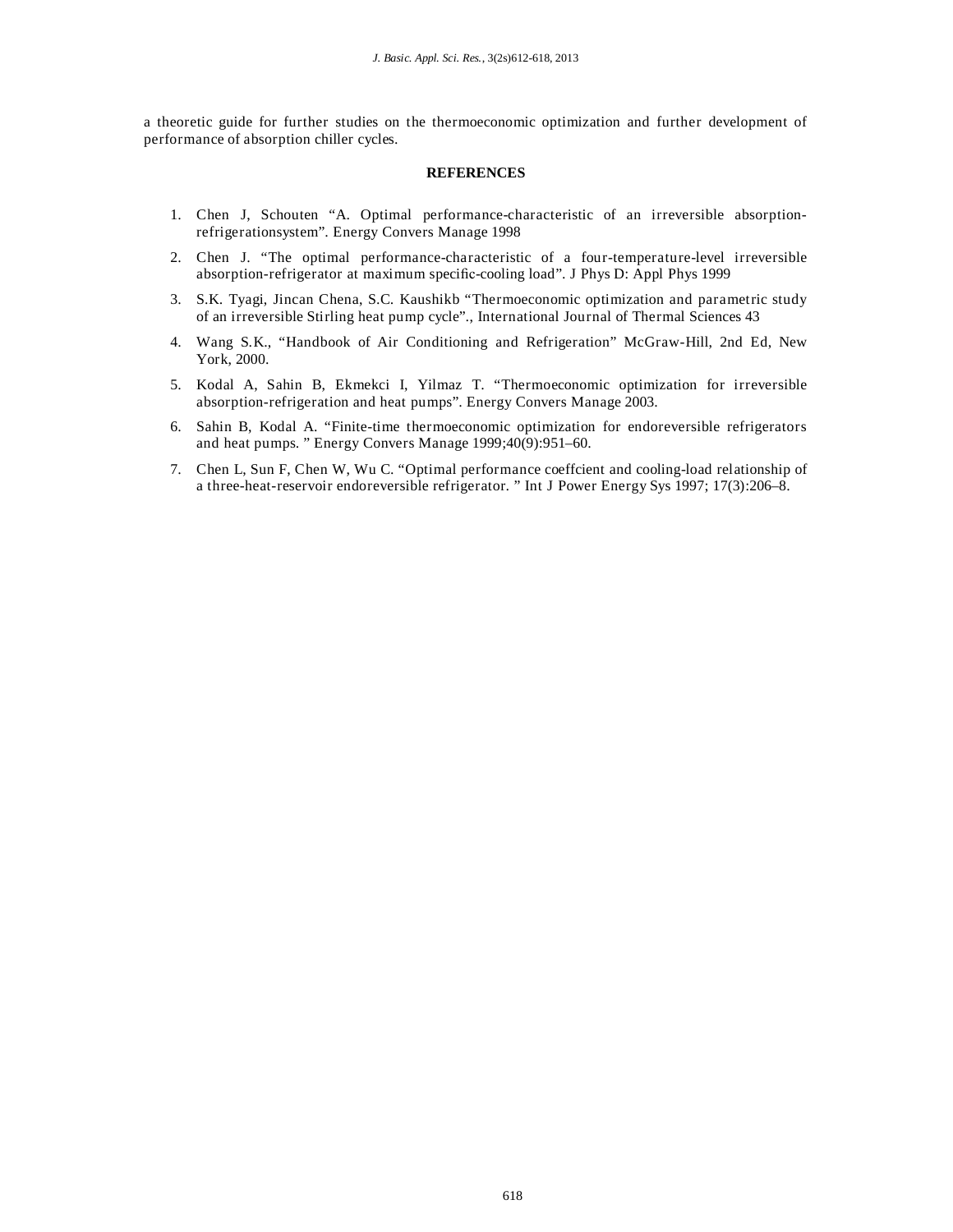a theoretic guide for further studies on the thermoeconomic optimization and further development of performance of absorption chiller cycles.

## REFERENCES

1. Chen J, Schouten "A. Optimal performance-characteristic of an irreversible absorption-refrigerationsystem". Energy Convers Manage 1998
2. Chen J. "The optimal performance-characteristic of a four-temperature-level irreversible absorption-refrigerator at maximum specific-cooling load". J Phys D: Appl Phys 1999
3. S.K. Tyagi, Jincan Chena, S.C. Kaushikb "Thermoeconomic optimization and parametric study of an irreversible Stirling heat pump cycle"., International Journal of Thermal Sciences 43
4. Wang S.K., "Handbook of Air Conditioning and Refrigeration" McGraw-Hill, 2nd Ed, New York, 2000.
5. Kodal A, Sahin B, Ekmekci I, Yilmaz T. "Thermoeconomic optimization for irreversible absorption-refrigeration and heat pumps". Energy Convers Manage 2003.
6. Sahin B, Kodal A. "Finite-time thermoeconomic optimization for endoreversible refrigerators and heat pumps. " Energy Convers Manage 1999;40(9):951–60.
7. Chen L, Sun F, Chen W, Wu C. "Optimal performance coeffcient and cooling-load relationship of a three-heat-reservoir endoreversible refrigerator. " Int J Power Energy Sys 1997; 17(3):206–8.